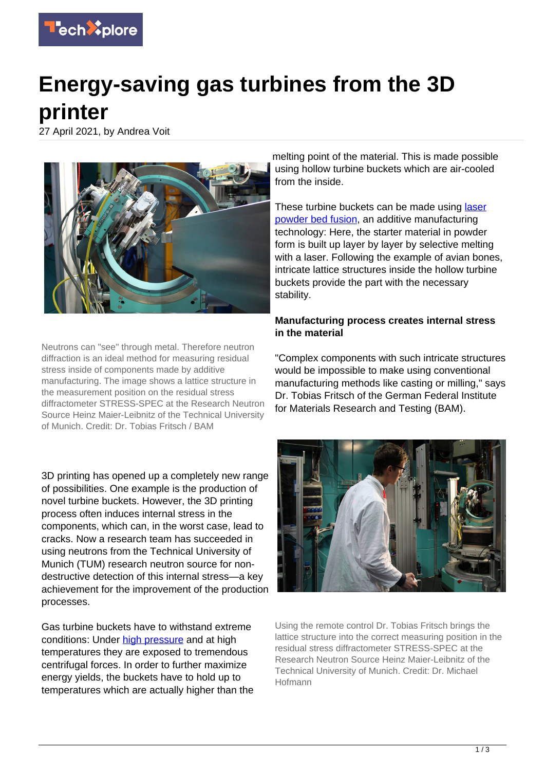# Energy-saving gas turbines from the 3D printer

27 April 2021, by Andrea Voit

Neutrons can "see" through metal. Therefore neutron diffraction is an ideal method for measuring residual stress inside of components made by additive manufacturing. The image shows a lattice structure in the measurement position on the residual stress diffractometer STRESS-SPEC at the Research Neutron Source Heinz Maier-Leibnitz of the Technical University of Munich. Credit: Dr. Tobias Fritsch / BAM

3D printing has opened up a completely new range of possibilities. One example is the production of novel turbine buckets. However, the 3D printing process often induces internal stress in the components, which can, in the worst case, lead to cracks. Now a research team has succeeded in using neutrons from the Technical University of Munich (TUM) research neutron source for non-destructive detection of this internal stress—a key achievement for the improvement of the production processes.

Gas turbine buckets have to withstand extreme conditions: Under high pressure and at high temperatures they are exposed to tremendous centrifugal forces. In order to further maximize energy yields, the buckets have to hold up to temperatures which are actually higher than the melting point of the material. This is made possible using hollow turbine buckets which are air-cooled from the inside.

These turbine buckets can be made using laser powder bed fusion, an additive manufacturing technology: Here, the starter material in powder form is built up layer by layer by selective melting with a laser. Following the example of avian bones, intricate lattice structures inside the hollow turbine buckets provide the part with the necessary stability.

### Manufacturing process creates internal stress in the material

"Complex components with such intricate structures would be impossible to make using conventional manufacturing methods like casting or milling," says Dr. Tobias Fritsch of the German Federal Institute for Materials Research and Testing (BAM).

Using the remote control Dr. Tobias Fritsch brings the lattice structure into the correct measuring position in the residual stress diffractometer STRESS-SPEC at the Research Neutron Source Heinz Maier-Leibnitz of the Technical University of Munich. Credit: Dr. Michael Hofmann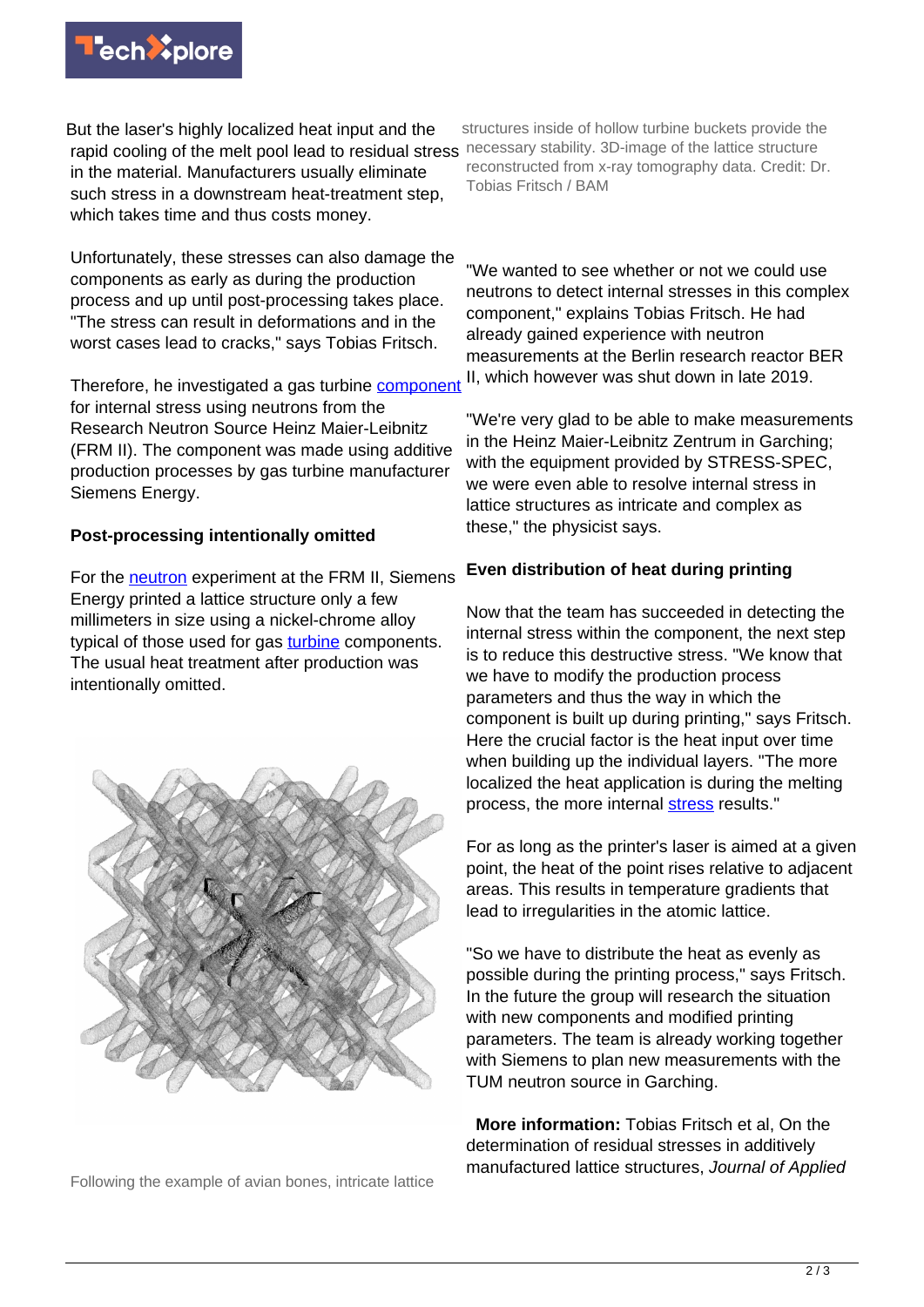But the laser's highly localized heat input and the rapid cooling of the melt pool lead to residual stress in the material. Manufacturers usually eliminate such stress in a downstream heat-treatment step, which takes time and thus costs money.

Unfortunately, these stresses can also damage the components as early as during the production process and up until post-processing takes place. "The stress can result in deformations and in the worst cases lead to cracks," says Tobias Fritsch.

Therefore, he investigated a gas turbine component for internal stress using neutrons from the Research Neutron Source Heinz Maier-Leibnitz (FRM II). The component was made using additive production processes by gas turbine manufacturer Siemens Energy.

**Post-processing intentionally omitted**

For the neutron experiment at the FRM II, Siemens Energy printed a lattice structure only a few millimeters in size using a nickel-chrome alloy typical of those used for gas turbine components. The usual heat treatment after production was intentionally omitted.

Following the example of avian bones, intricate lattice structures inside of hollow turbine buckets provide the necessary stability. 3D-image of the lattice structure reconstructed from x-ray tomography data. Credit: Dr. Tobias Fritsch / BAM

"We wanted to see whether or not we could use neutrons to detect internal stresses in this complex component," explains Tobias Fritsch. He had already gained experience with neutron measurements at the Berlin research reactor BER II, which however was shut down in late 2019.

"We're very glad to be able to make measurements in the Heinz Maier-Leibnitz Zentrum in Garching; with the equipment provided by STRESS-SPEC, we were even able to resolve internal stress in lattice structures as intricate and complex as these," the physicist says.

**Even distribution of heat during printing**

Now that the team has succeeded in detecting the internal stress within the component, the next step is to reduce this destructive stress. "We know that we have to modify the production process parameters and thus the way in which the component is built up during printing," says Fritsch. Here the crucial factor is the heat input over time when building up the individual layers. "The more localized the heat application is during the melting process, the more internal stress results."

For as long as the printer's laser is aimed at a given point, the heat of the point rises relative to adjacent areas. This results in temperature gradients that lead to irregularities in the atomic lattice.

"So we have to distribute the heat as evenly as possible during the printing process," says Fritsch. In the future the group will research the situation with new components and modified printing parameters. The team is already working together with Siemens to plan new measurements with the TUM neutron source in Garching.

**More information:** Tobias Fritsch et al, On the determination of residual stresses in additively manufactured lattice structures, *Journal of Applied*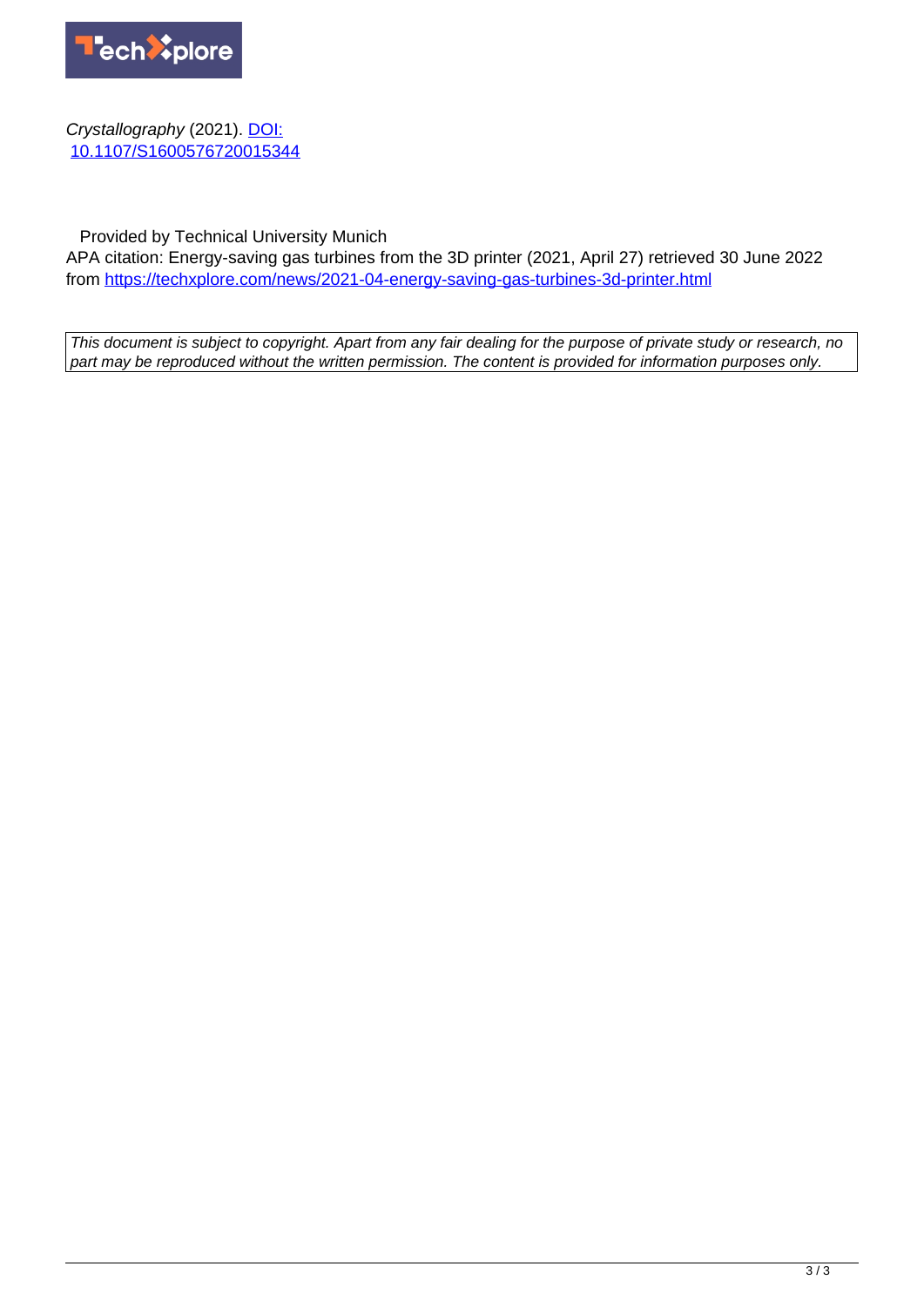*Crystallography* (2021). [DOI: 10.1107/S1600576720015344](https://doi.org/10.1107/S1600576720015344)

Provided by Technical University Munich

APA citation: Energy-saving gas turbines from the 3D printer (2021, April 27) retrieved 30 June 2022 from https://techxplore.com/news/2021-04-energy-saving-gas-turbines-3d-printer.html

*This document is subject to copyright. Apart from any fair dealing for the purpose of private study or research, no part may be reproduced without the written permission. The content is provided for information purposes only.*